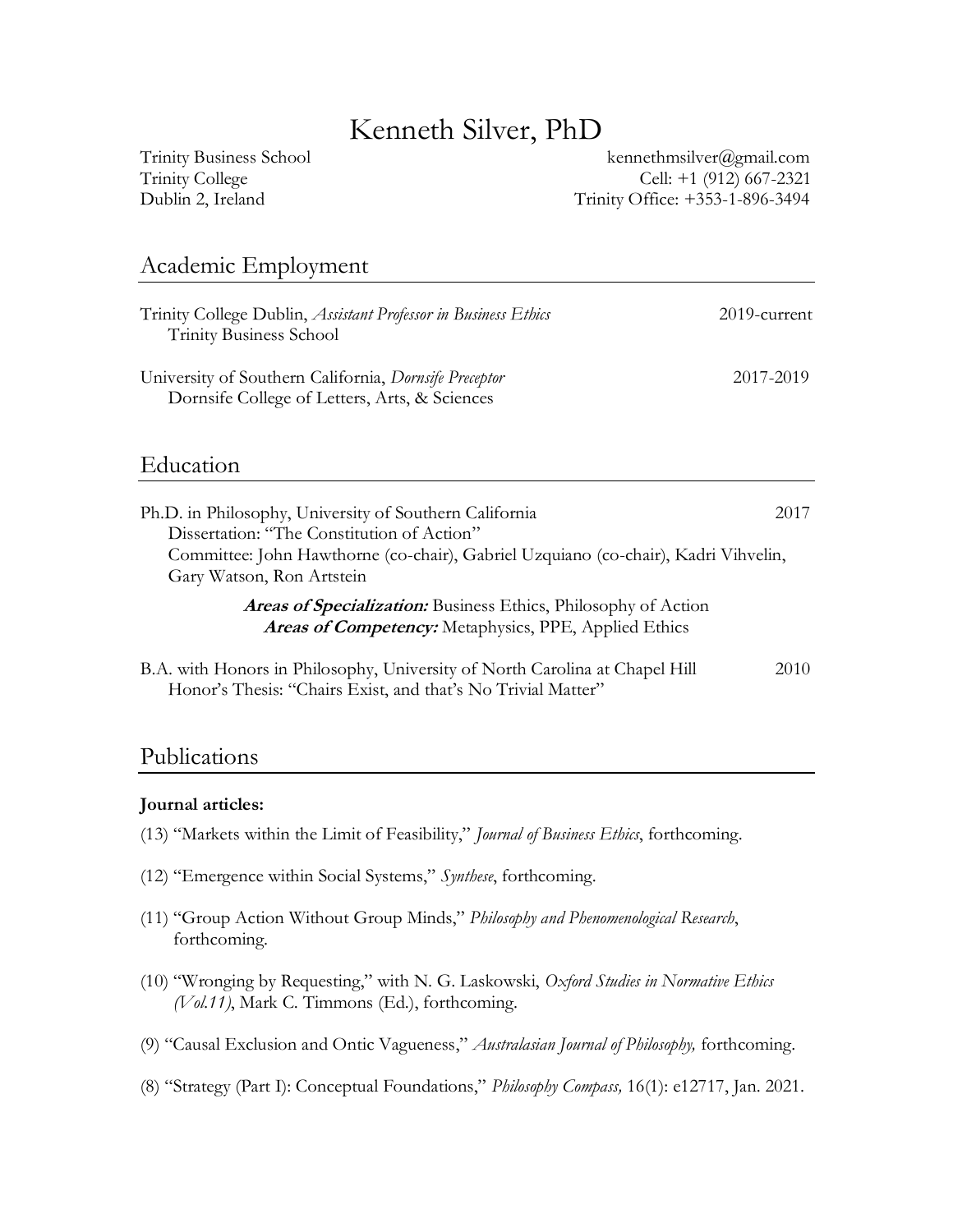# Kenneth Silver, PhD

Trinity Business School
Trinity College
Dublin 2, Ireland

kennethmsilver@gmail.com
Cell: +1 (912) 667-2321
Trinity Office: +353-1-896-3494

## Academic Employment

Trinity College Dublin, *Assistant Professor in Business Ethics* — 2019-current
Trinity Business School

University of Southern California, *Dornsife Preceptor* — 2017-2019
Dornsife College of Letters, Arts, & Sciences

## Education

Ph.D. in Philosophy, University of Southern California — 2017
Dissertation: "The Constitution of Action"
Committee: John Hawthorne (co-chair), Gabriel Uzquiano (co-chair), Kadri Vihvelin, Gary Watson, Ron Artstein

***Areas of Specialization:*** Business Ethics, Philosophy of Action
***Areas of Competency:*** Metaphysics, PPE, Applied Ethics

B.A. with Honors in Philosophy, University of North Carolina at Chapel Hill — 2010
Honor's Thesis: "Chairs Exist, and that's No Trivial Matter"

## Publications

**Journal articles:**

(13) "Markets within the Limit of Feasibility," *Journal of Business Ethics*, forthcoming.

(12) "Emergence within Social Systems," *Synthese*, forthcoming.

(11) "Group Action Without Group Minds," *Philosophy and Phenomenological Research*, forthcoming.

(10) "Wronging by Requesting," with N. G. Laskowski, *Oxford Studies in Normative Ethics (Vol.11)*, Mark C. Timmons (Ed.), forthcoming.

(9) "Causal Exclusion and Ontic Vagueness," *Australasian Journal of Philosophy,* forthcoming.

(8) "Strategy (Part I): Conceptual Foundations," *Philosophy Compass,* 16(1): e12717, Jan. 2021.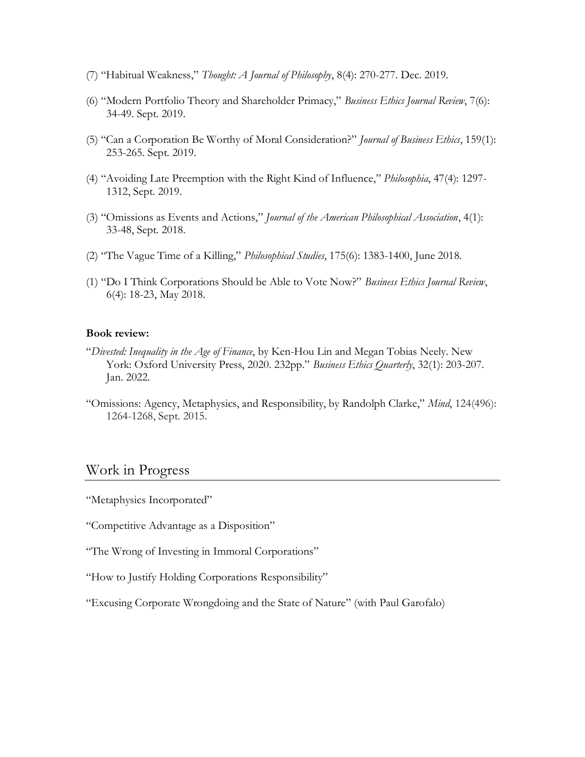(7) "Habitual Weakness," *Thought: A Journal of Philosophy*, 8(4): 270-277. Dec. 2019.

(6) "Modern Portfolio Theory and Shareholder Primacy," *Business Ethics Journal Review*, 7(6): 34-49. Sept. 2019.

(5) "Can a Corporation Be Worthy of Moral Consideration?" *Journal of Business Ethics*, 159(1): 253-265. Sept. 2019.

(4) "Avoiding Late Preemption with the Right Kind of Influence," *Philosophia*, 47(4): 1297-1312, Sept. 2019.

(3) "Omissions as Events and Actions," *Journal of the American Philosophical Association*, 4(1): 33-48, Sept. 2018.

(2) "The Vague Time of a Killing," *Philosophical Studies*, 175(6): 1383-1400, June 2018.

(1) "Do I Think Corporations Should be Able to Vote Now?" *Business Ethics Journal Review*, 6(4): 18-23, May 2018.

**Book review:**

"*Divested: Inequality in the Age of Finance*, by Ken-Hou Lin and Megan Tobias Neely. New York: Oxford University Press, 2020. 232pp." *Business Ethics Quarterly*, 32(1): 203-207. Jan. 2022.

"Omissions: Agency, Metaphysics, and Responsibility, by Randolph Clarke," *Mind*, 124(496): 1264-1268, Sept. 2015.

## Work in Progress

"Metaphysics Incorporated"

"Competitive Advantage as a Disposition"

"The Wrong of Investing in Immoral Corporations"

"How to Justify Holding Corporations Responsibility"

"Excusing Corporate Wrongdoing and the State of Nature" (with Paul Garofalo)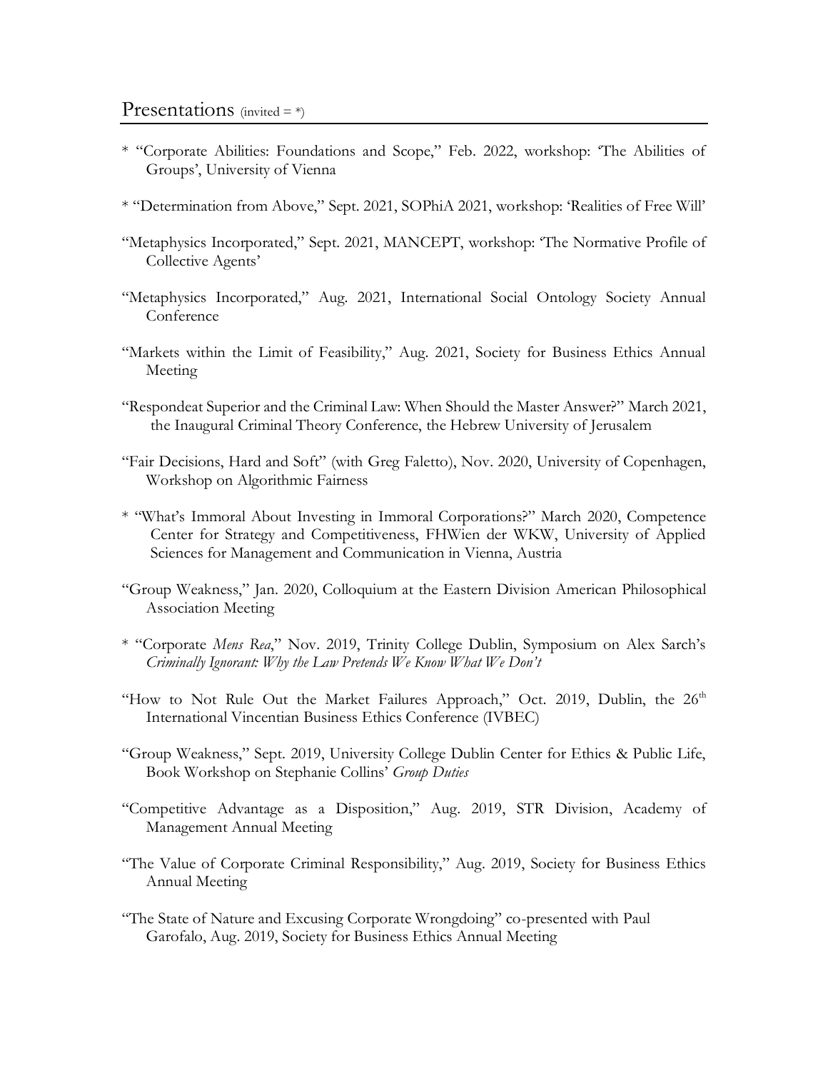## Presentations (invited = *)

* "Corporate Abilities: Foundations and Scope," Feb. 2022, workshop: 'The Abilities of Groups', University of Vienna

* "Determination from Above," Sept. 2021, SOPhiA 2021, workshop: 'Realities of Free Will'

"Metaphysics Incorporated," Sept. 2021, MANCEPT, workshop: 'The Normative Profile of Collective Agents'

"Metaphysics Incorporated," Aug. 2021, International Social Ontology Society Annual Conference

"Markets within the Limit of Feasibility," Aug. 2021, Society for Business Ethics Annual Meeting

"Respondeat Superior and the Criminal Law: When Should the Master Answer?" March 2021, the Inaugural Criminal Theory Conference, the Hebrew University of Jerusalem

"Fair Decisions, Hard and Soft" (with Greg Faletto), Nov. 2020, University of Copenhagen, Workshop on Algorithmic Fairness

* "What's Immoral About Investing in Immoral Corporations?" March 2020, Competence Center for Strategy and Competitiveness, FHWien der WKW, University of Applied Sciences for Management and Communication in Vienna, Austria

"Group Weakness," Jan. 2020, Colloquium at the Eastern Division American Philosophical Association Meeting

* "Corporate *Mens Rea*," Nov. 2019, Trinity College Dublin, Symposium on Alex Sarch's *Criminally Ignorant: Why the Law Pretends We Know What We Don't*

"How to Not Rule Out the Market Failures Approach," Oct. 2019, Dublin, the 26th International Vincentian Business Ethics Conference (IVBEC)

"Group Weakness," Sept. 2019, University College Dublin Center for Ethics & Public Life, Book Workshop on Stephanie Collins' *Group Duties*

"Competitive Advantage as a Disposition," Aug. 2019, STR Division, Academy of Management Annual Meeting

"The Value of Corporate Criminal Responsibility," Aug. 2019, Society for Business Ethics Annual Meeting

"The State of Nature and Excusing Corporate Wrongdoing" co-presented with Paul Garofalo, Aug. 2019, Society for Business Ethics Annual Meeting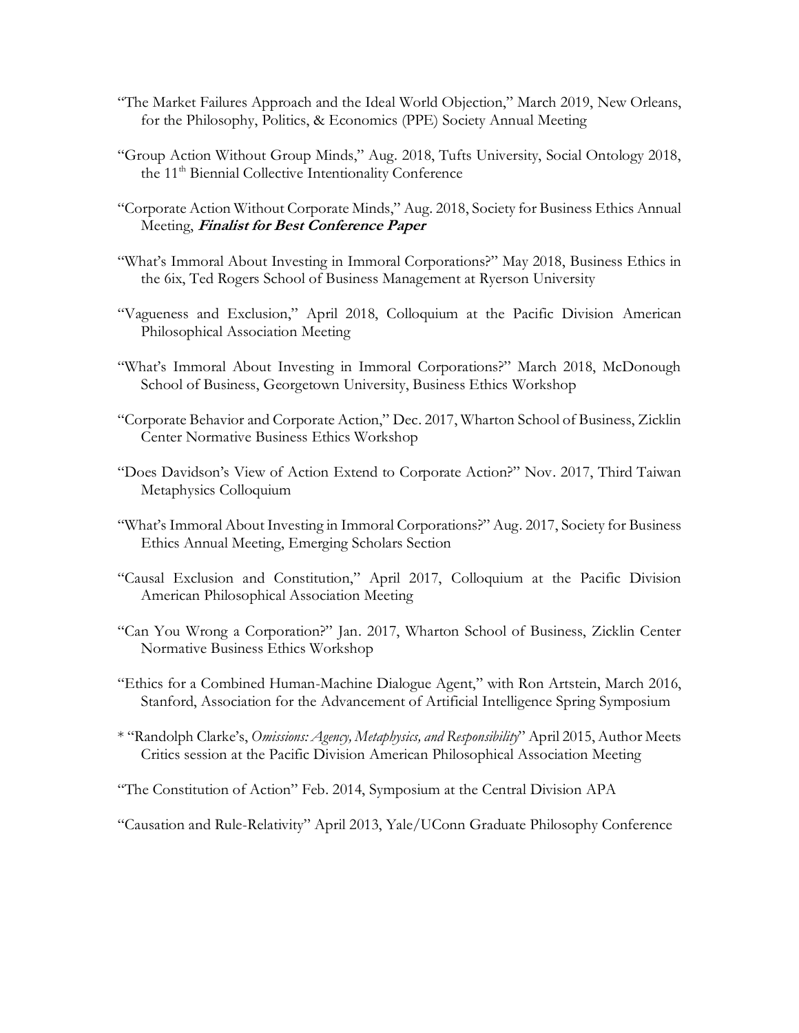"The Market Failures Approach and the Ideal World Objection," March 2019, New Orleans, for the Philosophy, Politics, & Economics (PPE) Society Annual Meeting

"Group Action Without Group Minds," Aug. 2018, Tufts University, Social Ontology 2018, the 11th Biennial Collective Intentionality Conference

"Corporate Action Without Corporate Minds," Aug. 2018, Society for Business Ethics Annual Meeting, ***Finalist for Best Conference Paper***

"What's Immoral About Investing in Immoral Corporations?" May 2018, Business Ethics in the 6ix, Ted Rogers School of Business Management at Ryerson University

"Vagueness and Exclusion," April 2018, Colloquium at the Pacific Division American Philosophical Association Meeting

"What's Immoral About Investing in Immoral Corporations?" March 2018, McDonough School of Business, Georgetown University, Business Ethics Workshop

"Corporate Behavior and Corporate Action," Dec. 2017, Wharton School of Business, Zicklin Center Normative Business Ethics Workshop

"Does Davidson's View of Action Extend to Corporate Action?" Nov. 2017, Third Taiwan Metaphysics Colloquium

"What's Immoral About Investing in Immoral Corporations?" Aug. 2017, Society for Business Ethics Annual Meeting, Emerging Scholars Section

"Causal Exclusion and Constitution," April 2017, Colloquium at the Pacific Division American Philosophical Association Meeting

"Can You Wrong a Corporation?" Jan. 2017, Wharton School of Business, Zicklin Center Normative Business Ethics Workshop

"Ethics for a Combined Human-Machine Dialogue Agent," with Ron Artstein, March 2016, Stanford, Association for the Advancement of Artificial Intelligence Spring Symposium

* "Randolph Clarke's, *Omissions: Agency, Metaphysics, and Responsibility*" April 2015, Author Meets Critics session at the Pacific Division American Philosophical Association Meeting

"The Constitution of Action" Feb. 2014, Symposium at the Central Division APA

"Causation and Rule-Relativity" April 2013, Yale/UConn Graduate Philosophy Conference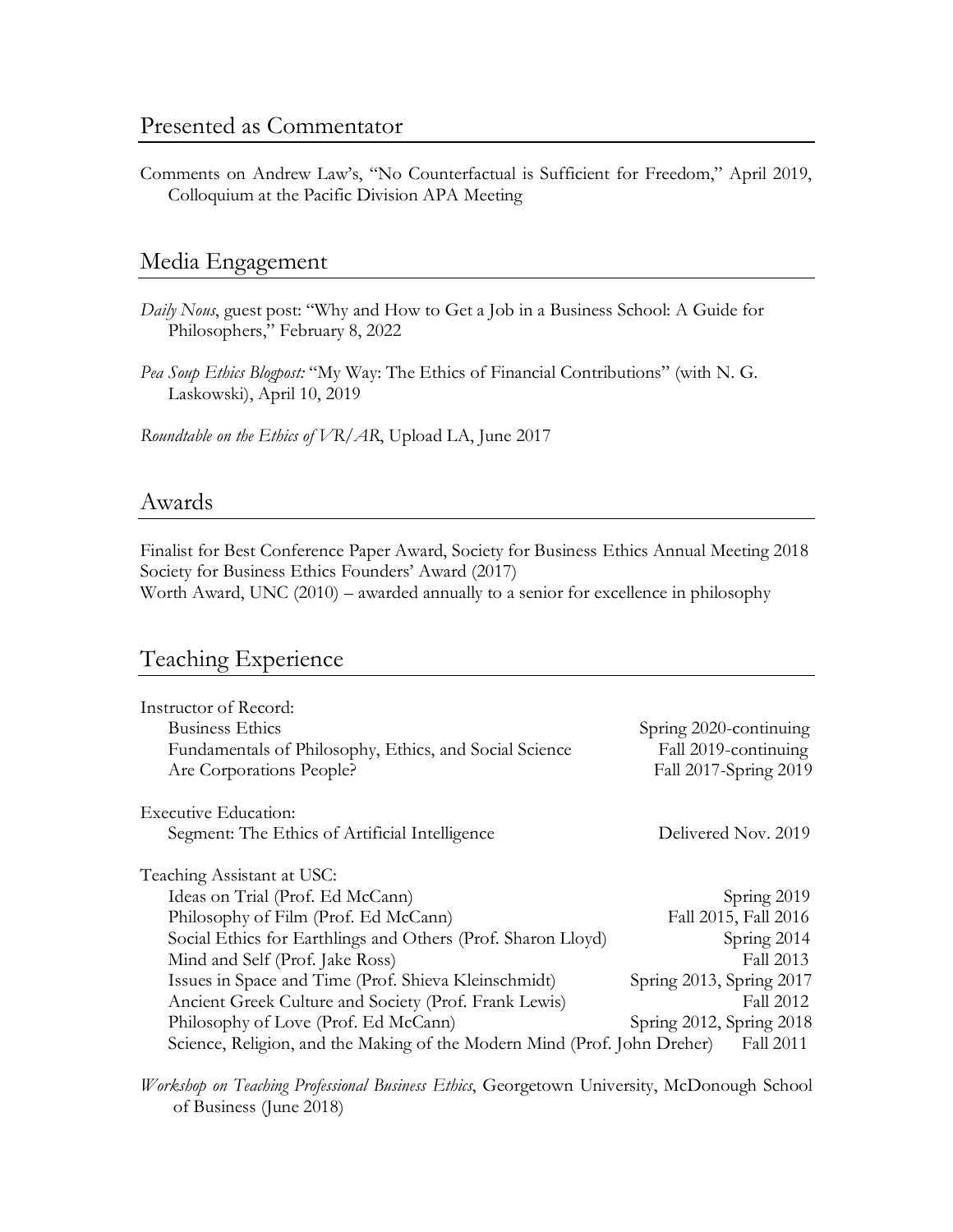## Presented as Commentator

Comments on Andrew Law's, "No Counterfactual is Sufficient for Freedom," April 2019, Colloquium at the Pacific Division APA Meeting

## Media Engagement

*Daily Nous*, guest post: "Why and How to Get a Job in a Business School: A Guide for Philosophers," February 8, 2022

*Pea Soup Ethics Blogpost:* "My Way: The Ethics of Financial Contributions" (with N. G. Laskowski), April 10, 2019

*Roundtable on the Ethics of VR/AR*, Upload LA, June 2017

## Awards

Finalist for Best Conference Paper Award, Society for Business Ethics Annual Meeting 2018
Society for Business Ethics Founders' Award (2017)
Worth Award, UNC (2010) – awarded annually to a senior for excellence in philosophy

## Teaching Experience

Instructor of Record:

| | |
|---|---|
| Business Ethics | Spring 2020-continuing |
| Fundamentals of Philosophy, Ethics, and Social Science | Fall 2019-continuing |
| Are Corporations People? | Fall 2017-Spring 2019 |

Executive Education:

| | |
|---|---|
| Segment: The Ethics of Artificial Intelligence | Delivered Nov. 2019 |

Teaching Assistant at USC:

| | |
|---|---|
| Ideas on Trial (Prof. Ed McCann) | Spring 2019 |
| Philosophy of Film (Prof. Ed McCann) | Fall 2015, Fall 2016 |
| Social Ethics for Earthlings and Others (Prof. Sharon Lloyd) | Spring 2014 |
| Mind and Self (Prof. Jake Ross) | Fall 2013 |
| Issues in Space and Time (Prof. Shieva Kleinschmidt) | Spring 2013, Spring 2017 |
| Ancient Greek Culture and Society (Prof. Frank Lewis) | Fall 2012 |
| Philosophy of Love (Prof. Ed McCann) | Spring 2012, Spring 2018 |
| Science, Religion, and the Making of the Modern Mind (Prof. John Dreher) | Fall 2011 |

*Workshop on Teaching Professional Business Ethics*, Georgetown University, McDonough School of Business (June 2018)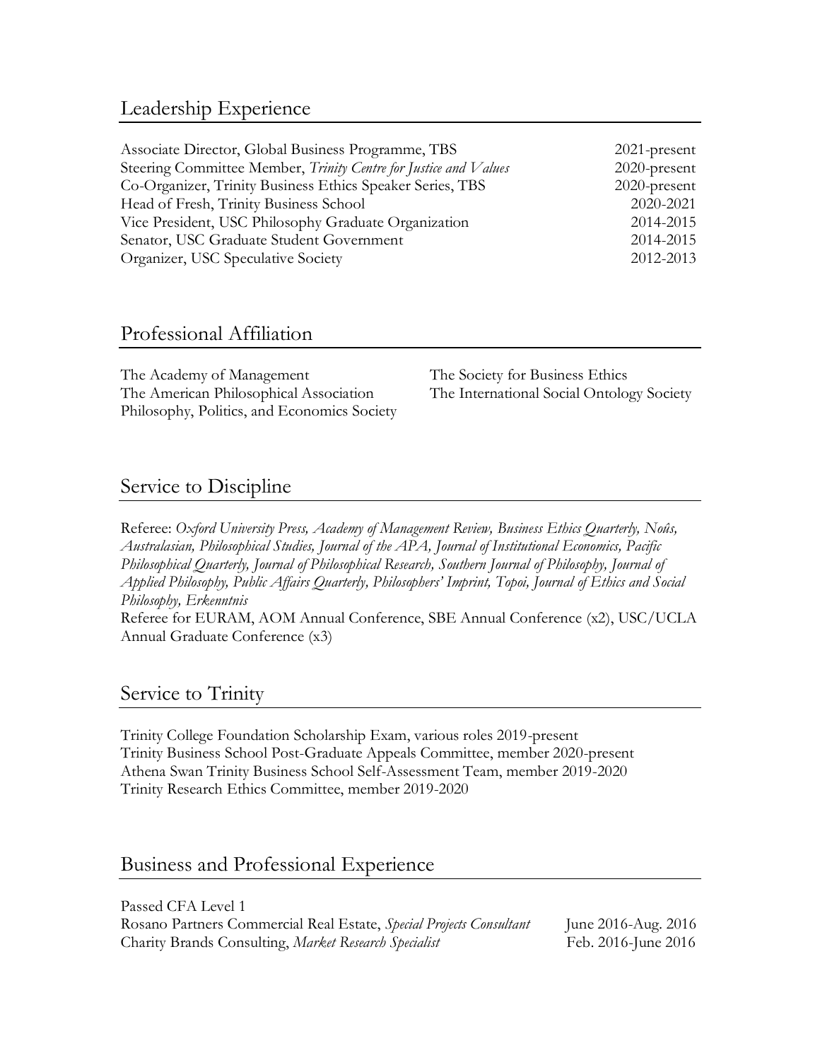## Leadership Experience

| | |
|---|---|
| Associate Director, Global Business Programme, TBS | 2021-present |
| Steering Committee Member, *Trinity Centre for Justice and Values* | 2020-present |
| Co-Organizer, Trinity Business Ethics Speaker Series, TBS | 2020-present |
| Head of Fresh, Trinity Business School | 2020-2021 |
| Vice President, USC Philosophy Graduate Organization | 2014-2015 |
| Senator, USC Graduate Student Government | 2014-2015 |
| Organizer, USC Speculative Society | 2012-2013 |

## Professional Affiliation

The Academy of Management
The American Philosophical Association
Philosophy, Politics, and Economics Society
The Society for Business Ethics
The International Social Ontology Society

## Service to Discipline

Referee: *Oxford University Press, Academy of Management Review, Business Ethics Quarterly, Noûs, Australasian, Philosophical Studies, Journal of the APA, Journal of Institutional Economics, Pacific Philosophical Quarterly, Journal of Philosophical Research, Southern Journal of Philosophy, Journal of Applied Philosophy, Public Affairs Quarterly, Philosophers' Imprint, Topoi, Journal of Ethics and Social Philosophy, Erkenntnis*
Referee for EURAM, AOM Annual Conference, SBE Annual Conference (x2), USC/UCLA Annual Graduate Conference (x3)

## Service to Trinity

Trinity College Foundation Scholarship Exam, various roles 2019-present
Trinity Business School Post-Graduate Appeals Committee, member 2020-present
Athena Swan Trinity Business School Self-Assessment Team, member 2019-2020
Trinity Research Ethics Committee, member 2019-2020

## Business and Professional Experience

| | |
|---|---|
| Passed CFA Level 1 | |
| Rosano Partners Commercial Real Estate, *Special Projects Consultant* | June 2016-Aug. 2016 |
| Charity Brands Consulting, *Market Research Specialist* | Feb. 2016-June 2016 |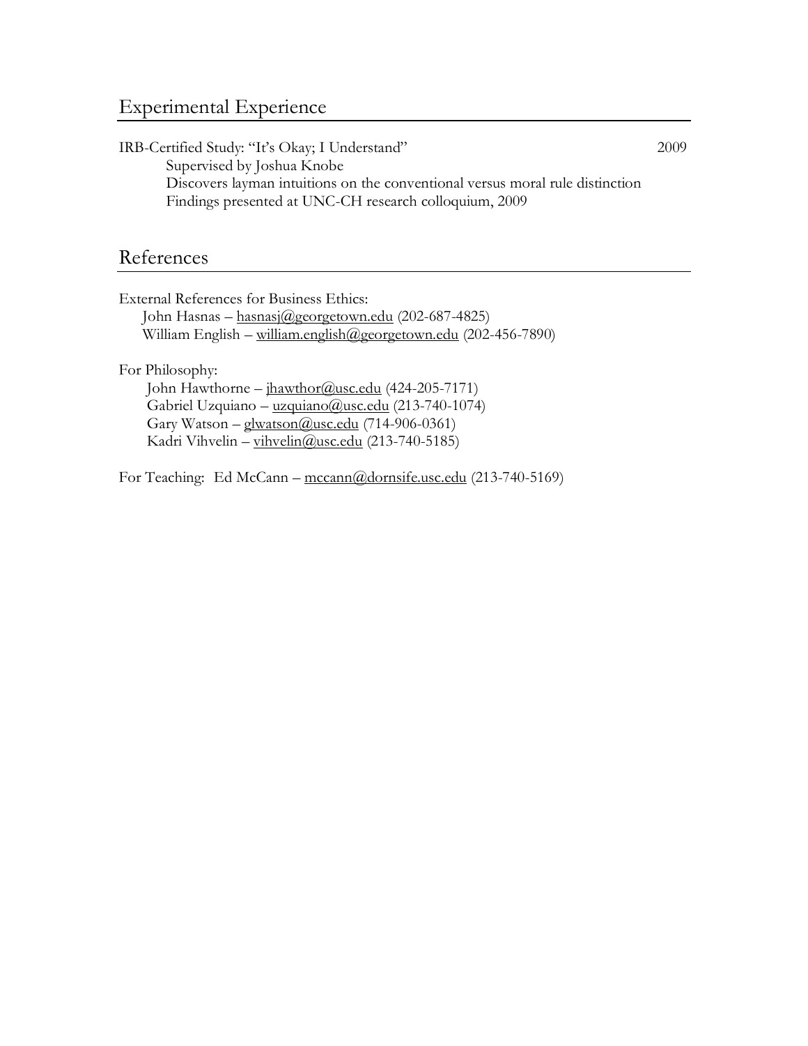## Experimental Experience

IRB-Certified Study: "It's Okay; I Understand" 2009

Supervised by Joshua Knobe

Discovers layman intuitions on the conventional versus moral rule distinction

Findings presented at UNC-CH research colloquium, 2009

## References

External References for Business Ethics:

John Hasnas – hasnasj@georgetown.edu (202-687-4825)

William English – william.english@georgetown.edu (202-456-7890)

For Philosophy:

John Hawthorne – jhawthor@usc.edu (424-205-7171)

Gabriel Uzquiano – uzquiano@usc.edu (213-740-1074)

Gary Watson – glwatson@usc.edu (714-906-0361)

Kadri Vihvelin – vihvelin@usc.edu (213-740-5185)

For Teaching: Ed McCann – mccann@dornsife.usc.edu (213-740-5169)